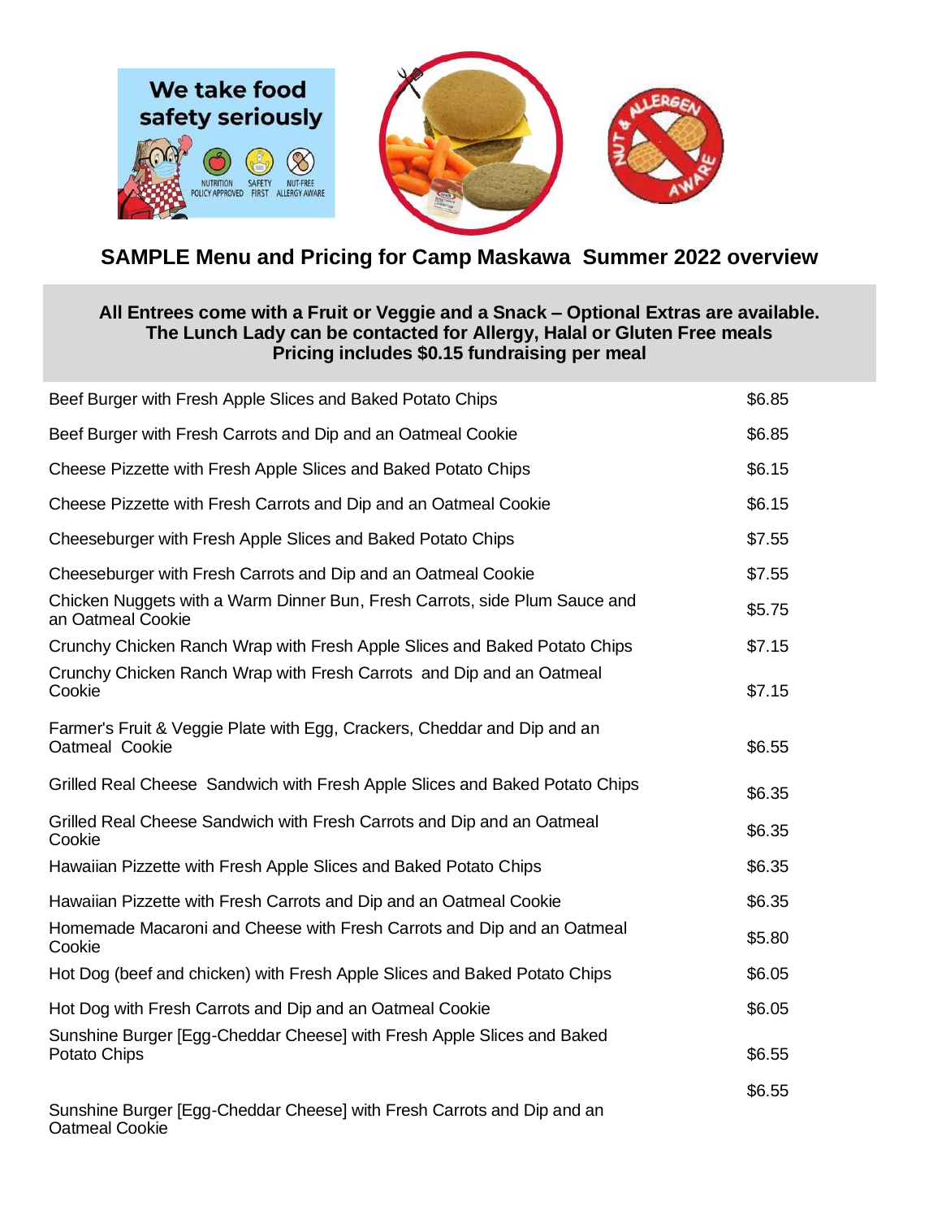## SAMPLE Menu and Pricing for Camp Maskawa Summer 2022 overview

**All Entrees come with a Fruit or Veggie and a Snack – Optional Extras are available.**
**The Lunch Lady can be contacted for Allergy, Halal or Gluten Free meals**
**Pricing includes $0.15 fundraising per meal**

| Menu Item | Price |
|---|---|
| Beef Burger with Fresh Apple Slices and Baked Potato Chips | $6.85 |
| Beef Burger with Fresh Carrots and Dip and an Oatmeal Cookie | $6.85 |
| Cheese Pizzette with Fresh Apple Slices and Baked Potato Chips | $6.15 |
| Cheese Pizzette with Fresh Carrots and Dip and an Oatmeal Cookie | $6.15 |
| Cheeseburger with Fresh Apple Slices and Baked Potato Chips | $7.55 |
| Cheeseburger with Fresh Carrots and Dip and an Oatmeal Cookie | $7.55 |
| Chicken Nuggets with a Warm Dinner Bun, Fresh Carrots, side Plum Sauce and an Oatmeal Cookie | $5.75 |
| Crunchy Chicken Ranch Wrap with Fresh Apple Slices and Baked Potato Chips | $7.15 |
| Crunchy Chicken Ranch Wrap with Fresh Carrots and Dip and an Oatmeal Cookie | $7.15 |
| Farmer's Fruit & Veggie Plate with Egg, Crackers, Cheddar and Dip and an Oatmeal Cookie | $6.55 |
| Grilled Real Cheese Sandwich with Fresh Apple Slices and Baked Potato Chips | $6.35 |
| Grilled Real Cheese Sandwich with Fresh Carrots and Dip and an Oatmeal Cookie | $6.35 |
| Hawaiian Pizzette with Fresh Apple Slices and Baked Potato Chips | $6.35 |
| Hawaiian Pizzette with Fresh Carrots and Dip and an Oatmeal Cookie | $6.35 |
| Homemade Macaroni and Cheese with Fresh Carrots and Dip and an Oatmeal Cookie | $5.80 |
| Hot Dog (beef and chicken) with Fresh Apple Slices and Baked Potato Chips | $6.05 |
| Hot Dog with Fresh Carrots and Dip and an Oatmeal Cookie | $6.05 |
| Sunshine Burger [Egg-Cheddar Cheese] with Fresh Apple Slices and Baked Potato Chips | $6.55 |
| Sunshine Burger [Egg-Cheddar Cheese] with Fresh Carrots and Dip and an Oatmeal Cookie | $6.55 |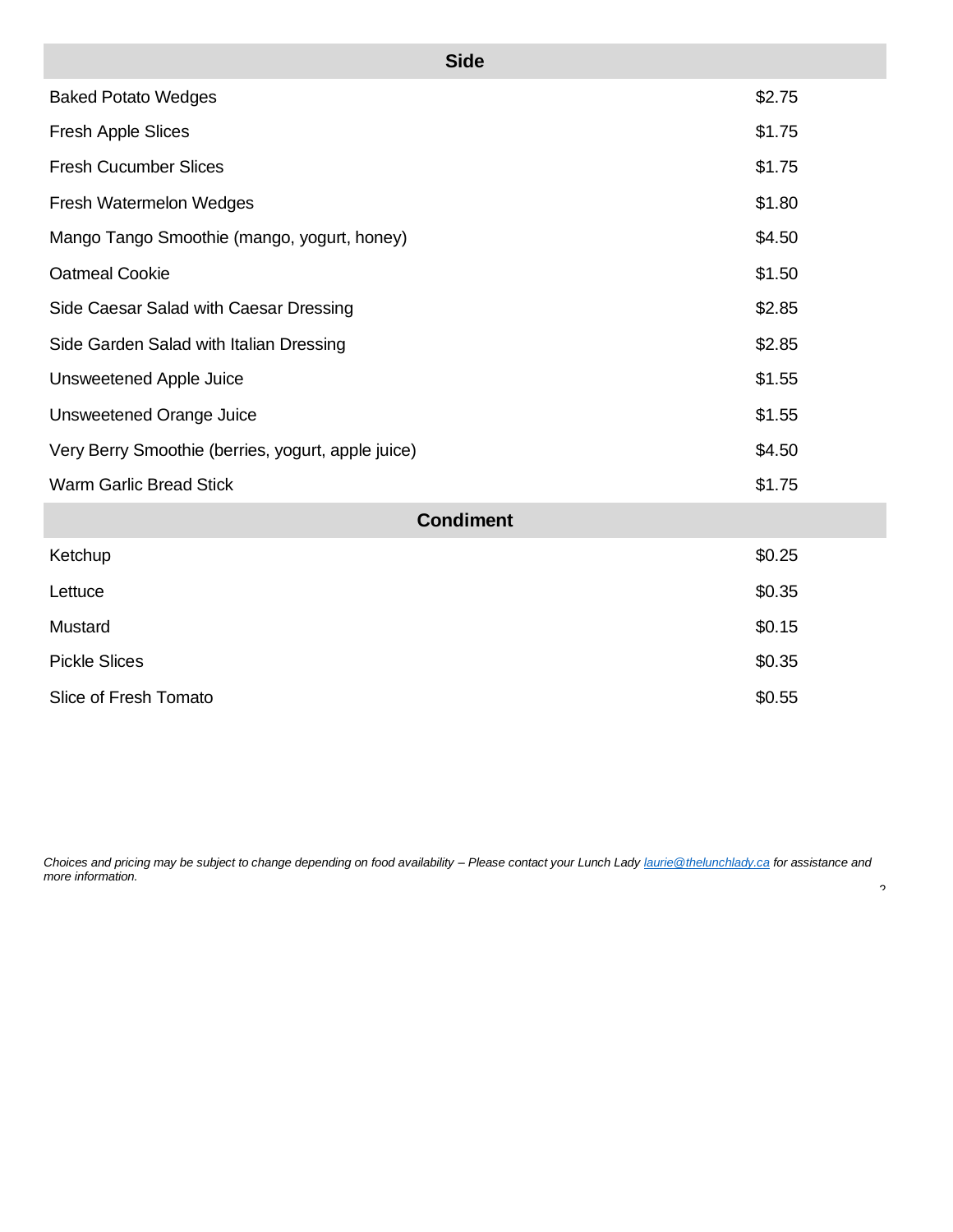| Side | |
|---|---|
| Baked Potato Wedges | $2.75 |
| Fresh Apple Slices | $1.75 |
| Fresh Cucumber Slices | $1.75 |
| Fresh Watermelon Wedges | $1.80 |
| Mango Tango Smoothie (mango, yogurt, honey) | $4.50 |
| Oatmeal Cookie | $1.50 |
| Side Caesar Salad with Caesar Dressing | $2.85 |
| Side Garden Salad with Italian Dressing | $2.85 |
| Unsweetened Apple Juice | $1.55 |
| Unsweetened Orange Juice | $1.55 |
| Very Berry Smoothie (berries, yogurt, apple juice) | $4.50 |
| Warm Garlic Bread Stick | $1.75 |
| **Condiment** | |
| Ketchup | $0.25 |
| Lettuce | $0.35 |
| Mustard | $0.15 |
| Pickle Slices | $0.35 |
| Slice of Fresh Tomato | $0.55 |

*Choices and pricing may be subject to change depending on food availability – Please contact your Lunch Lady laurie@thelunchlady.ca for assistance and more information.*